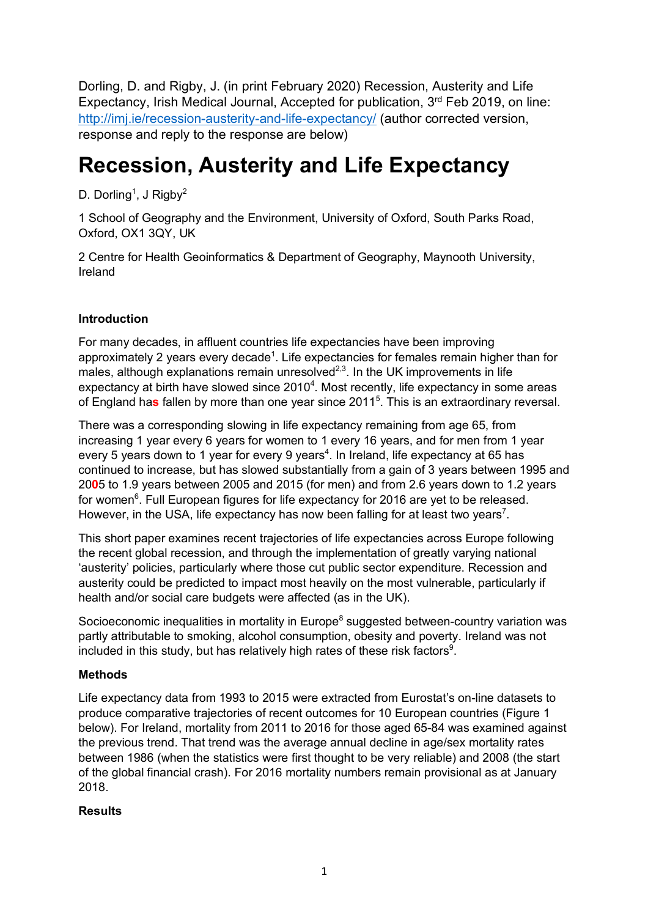Dorling, D. and Rigby, J. (in print February 2020) Recession, Austerity and Life Expectancy, Irish Medical Journal, Accepted for publication, 3rd Feb 2019, on line: http://imj.ie/recession-austerity-and-life-expectancy/ (author corrected version, response and reply to the response are below)

# Recession, Austerity and Life Expectancy

D. Dorling[1], J Rigby[2]

1 School of Geography and the Environment, University of Oxford, South Parks Road, Oxford, OX1 3QY, UK

2 Centre for Health Geoinformatics & Department of Geography, Maynooth University, Ireland

**Introduction**

For many decades, in affluent countries life expectancies have been improving approximately 2 years every decade[1]. Life expectancies for females remain higher than for males, although explanations remain unresolved[2,3]. In the UK improvements in life expectancy at birth have slowed since 2010[4]. Most recently, life expectancy in some areas of England has fallen by more than one year since 2011[5]. This is an extraordinary reversal.

There was a corresponding slowing in life expectancy remaining from age 65, from increasing 1 year every 6 years for women to 1 every 16 years, and for men from 1 year every 5 years down to 1 year for every 9 years[4]. In Ireland, life expectancy at 65 has continued to increase, but has slowed substantially from a gain of 3 years between 1995 and 2005 to 1.9 years between 2005 and 2015 (for men) and from 2.6 years down to 1.2 years for women[6]. Full European figures for life expectancy for 2016 are yet to be released. However, in the USA, life expectancy has now been falling for at least two years[7].

This short paper examines recent trajectories of life expectancies across Europe following the recent global recession, and through the implementation of greatly varying national 'austerity' policies, particularly where those cut public sector expenditure. Recession and austerity could be predicted to impact most heavily on the most vulnerable, particularly if health and/or social care budgets were affected (as in the UK).

Socioeconomic inequalities in mortality in Europe[8] suggested between-country variation was partly attributable to smoking, alcohol consumption, obesity and poverty. Ireland was not included in this study, but has relatively high rates of these risk factors[9].

**Methods**

Life expectancy data from 1993 to 2015 were extracted from Eurostat's on-line datasets to produce comparative trajectories of recent outcomes for 10 European countries (Figure 1 below). For Ireland, mortality from 2011 to 2016 for those aged 65-84 was examined against the previous trend. That trend was the average annual decline in age/sex mortality rates between 1986 (when the statistics were first thought to be very reliable) and 2008 (the start of the global financial crash). For 2016 mortality numbers remain provisional as at January 2018.

**Results**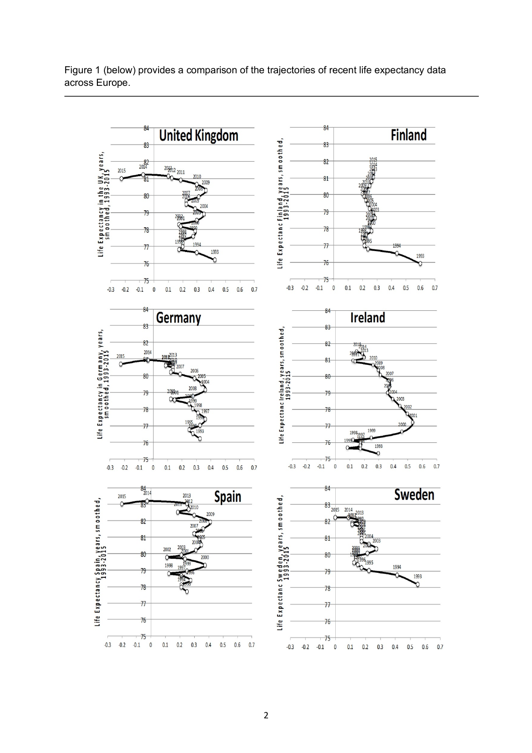Figure 1 (below) provides a comparison of the trajectories of recent life expectancy data across Europe.

---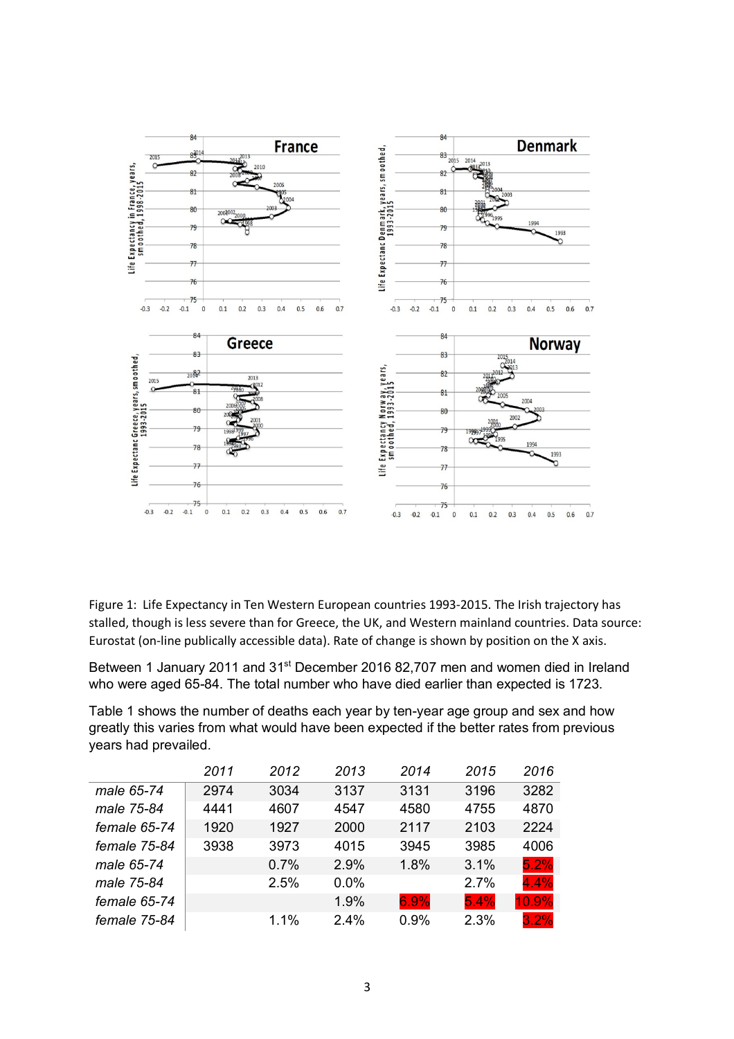Figure 1: Life Expectancy in Ten Western European countries 1993-2015. The Irish trajectory has stalled, though is less severe than for Greece, the UK, and Western mainland countries. Data source: Eurostat (on-line publically accessible data). Rate of change is shown by position on the X axis.

Between 1 January 2011 and 31st December 2016 82,707 men and women died in Ireland who were aged 65-84. The total number who have died earlier than expected is 1723.

Table 1 shows the number of deaths each year by ten-year age group and sex and how greatly this varies from what would have been expected if the better rates from previous years had prevailed.

| | *2011* | *2012* | *2013* | *2014* | *2015* | *2016* |
|---|---|---|---|---|---|---|
| *male 65-74* | 2974 | 3034 | 3137 | 3131 | 3196 | 3282 |
| *male 75-84* | 4441 | 4607 | 4547 | 4580 | 4755 | 4870 |
| *female 65-74* | 1920 | 1927 | 2000 | 2117 | 2103 | 2224 |
| *female 75-84* | 3938 | 3973 | 4015 | 3945 | 3985 | 4006 |
| *male 65-74* | | 0.7% | 2.9% | 1.8% | 3.1% | 5.2% |
| *male 75-84* | | 2.5% | 0.0% | | 2.7% | 4.4% |
| *female 65-74* | | | 1.9% | 6.9% | 5.4% | 10.9% |
| *female 75-84* | | 1.1% | 2.4% | 0.9% | 2.3% | 3.2% |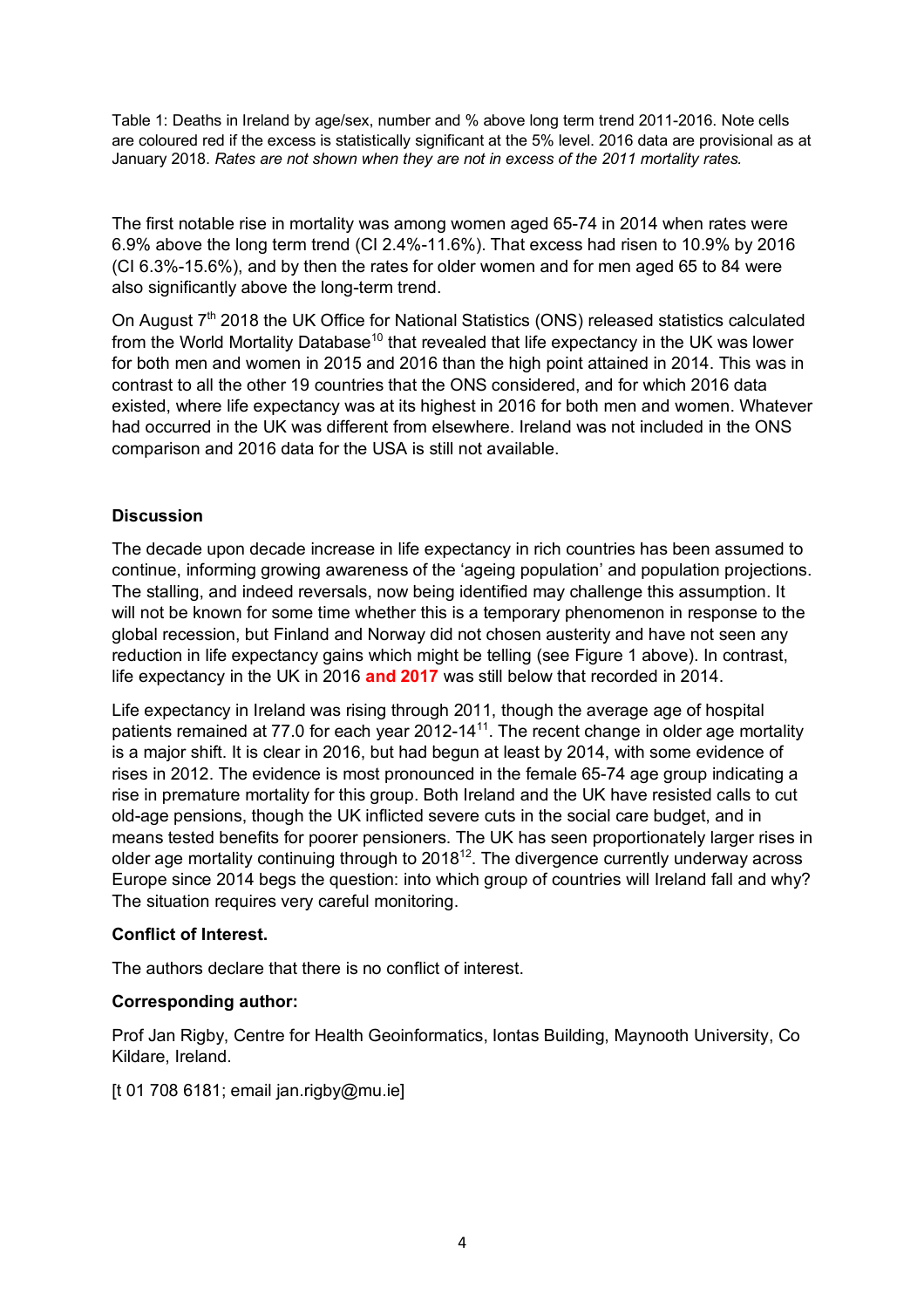Table 1: Deaths in Ireland by age/sex, number and % above long term trend 2011-2016. Note cells are coloured red if the excess is statistically significant at the 5% level. 2016 data are provisional as at January 2018. *Rates are not shown when they are not in excess of the 2011 mortality rates.*

The first notable rise in mortality was among women aged 65-74 in 2014 when rates were 6.9% above the long term trend (CI 2.4%-11.6%). That excess had risen to 10.9% by 2016 (CI 6.3%-15.6%), and by then the rates for older women and for men aged 65 to 84 were also significantly above the long-term trend.

On August 7th 2018 the UK Office for National Statistics (ONS) released statistics calculated from the World Mortality Database[10] that revealed that life expectancy in the UK was lower for both men and women in 2015 and 2016 than the high point attained in 2014. This was in contrast to all the other 19 countries that the ONS considered, and for which 2016 data existed, where life expectancy was at its highest in 2016 for both men and women. Whatever had occurred in the UK was different from elsewhere. Ireland was not included in the ONS comparison and 2016 data for the USA is still not available.

**Discussion**

The decade upon decade increase in life expectancy in rich countries has been assumed to continue, informing growing awareness of the 'ageing population' and population projections. The stalling, and indeed reversals, now being identified may challenge this assumption. It will not be known for some time whether this is a temporary phenomenon in response to the global recession, but Finland and Norway did not chosen austerity and have not seen any reduction in life expectancy gains which might be telling (see Figure 1 above). In contrast, life expectancy in the UK in 2016 **and 2017** was still below that recorded in 2014.

Life expectancy in Ireland was rising through 2011, though the average age of hospital patients remained at 77.0 for each year 2012-14[11]. The recent change in older age mortality is a major shift. It is clear in 2016, but had begun at least by 2014, with some evidence of rises in 2012. The evidence is most pronounced in the female 65-74 age group indicating a rise in premature mortality for this group. Both Ireland and the UK have resisted calls to cut old-age pensions, though the UK inflicted severe cuts in the social care budget, and in means tested benefits for poorer pensioners. The UK has seen proportionately larger rises in older age mortality continuing through to 2018[12]. The divergence currently underway across Europe since 2014 begs the question: into which group of countries will Ireland fall and why? The situation requires very careful monitoring.

**Conflict of Interest.**

The authors declare that there is no conflict of interest.

**Corresponding author:**

Prof Jan Rigby, Centre for Health Geoinformatics, Iontas Building, Maynooth University, Co Kildare, Ireland.

[t 01 708 6181; email jan.rigby@mu.ie]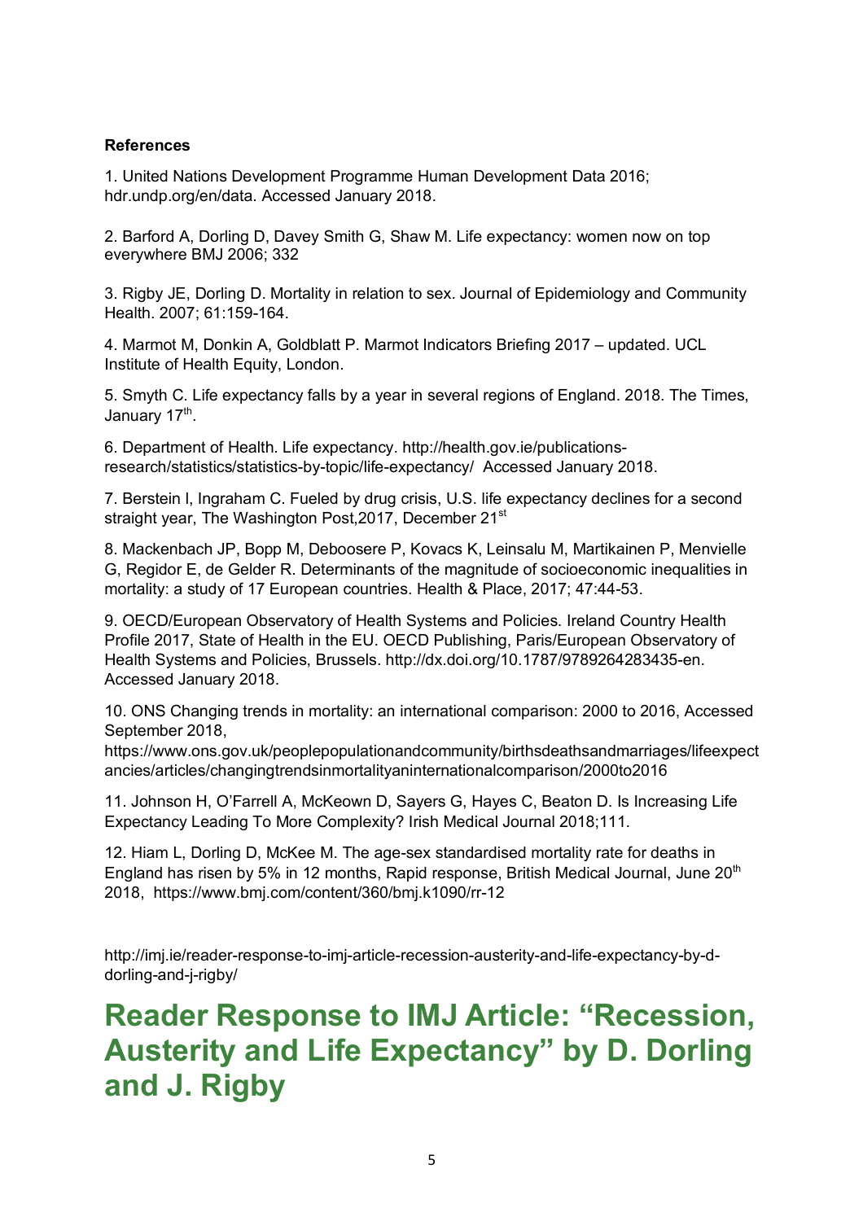**References**

1. United Nations Development Programme Human Development Data 2016; hdr.undp.org/en/data. Accessed January 2018.

2. Barford A, Dorling D, Davey Smith G, Shaw M. Life expectancy: women now on top everywhere BMJ 2006; 332

3. Rigby JE, Dorling D. Mortality in relation to sex. Journal of Epidemiology and Community Health. 2007; 61:159-164.

4. Marmot M, Donkin A, Goldblatt P. Marmot Indicators Briefing 2017 – updated. UCL Institute of Health Equity, London.

5. Smyth C. Life expectancy falls by a year in several regions of England. 2018. The Times, January 17th.

6. Department of Health. Life expectancy. http://health.gov.ie/publications-research/statistics/statistics-by-topic/life-expectancy/ Accessed January 2018.

7. Berstein l, Ingraham C. Fueled by drug crisis, U.S. life expectancy declines for a second straight year, The Washington Post,2017, December 21st

8. Mackenbach JP, Bopp M, Deboosere P, Kovacs K, Leinsalu M, Martikainen P, Menvielle G, Regidor E, de Gelder R. Determinants of the magnitude of socioeconomic inequalities in mortality: a study of 17 European countries. Health & Place, 2017; 47:44-53.

9. OECD/European Observatory of Health Systems and Policies. Ireland Country Health Profile 2017, State of Health in the EU. OECD Publishing, Paris/European Observatory of Health Systems and Policies, Brussels. http://dx.doi.org/10.1787/9789264283435-en. Accessed January 2018.

10. ONS Changing trends in mortality: an international comparison: 2000 to 2016, Accessed September 2018, https://www.ons.gov.uk/peoplepopulationandcommunity/birthsdeathsandmarriages/lifeexpectancies/articles/changingtrendsinmortalityaninternationalcomparison/2000to2016

11. Johnson H, O'Farrell A, McKeown D, Sayers G, Hayes C, Beaton D. Is Increasing Life Expectancy Leading To More Complexity? Irish Medical Journal 2018;111.

12. Hiam L, Dorling D, McKee M. The age-sex standardised mortality rate for deaths in England has risen by 5% in 12 months, Rapid response, British Medical Journal, June 20th 2018, https://www.bmj.com/content/360/bmj.k1090/rr-12

http://imj.ie/reader-response-to-imj-article-recession-austerity-and-life-expectancy-by-d-dorling-and-j-rigby/

# Reader Response to IMJ Article: "Recession, Austerity and Life Expectancy" by D. Dorling and J. Rigby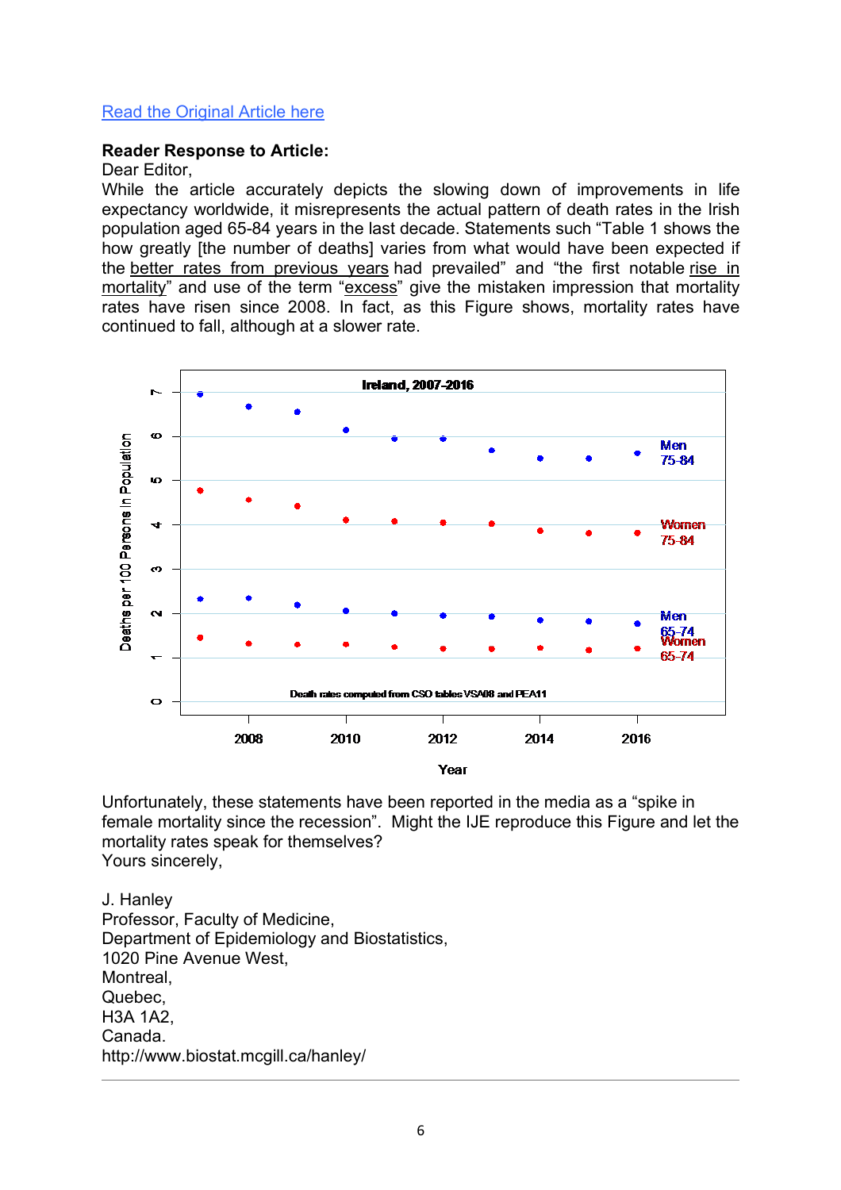[Read the Original Article here]

**Reader Response to Article:**

Dear Editor,

While the article accurately depicts the slowing down of improvements in life expectancy worldwide, it misrepresents the actual pattern of death rates in the Irish population aged 65-84 years in the last decade. Statements such “Table 1 shows the how greatly [the number of deaths] varies from what would have been expected if the better rates from previous years had prevailed” and “the first notable rise in mortality” and use of the term “excess” give the mistaken impression that mortality rates have risen since 2008. In fact, as this Figure shows, mortality rates have continued to fall, although at a slower rate.

Unfortunately, these statements have been reported in the media as a “spike in female mortality since the recession”. Might the IJE reproduce this Figure and let the mortality rates speak for themselves?

Yours sincerely,

J. Hanley
Professor, Faculty of Medicine,
Department of Epidemiology and Biostatistics,
1020 Pine Avenue West,
Montreal,
Quebec,
H3A 1A2,
Canada.
http://www.biostat.mcgill.ca/hanley/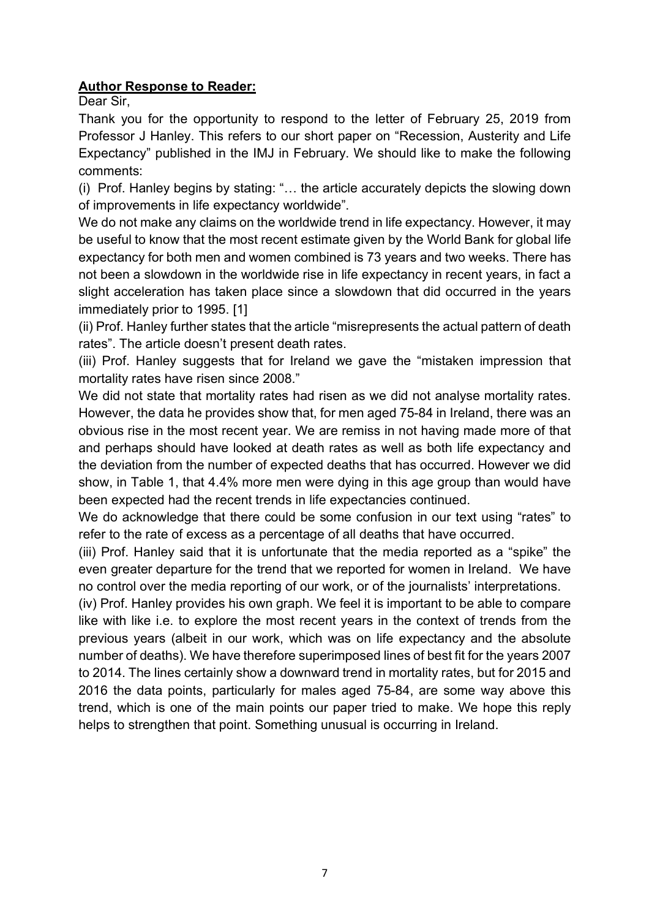**Author Response to Reader:**

Dear Sir,

Thank you for the opportunity to respond to the letter of February 25, 2019 from Professor J Hanley. This refers to our short paper on "Recession, Austerity and Life Expectancy" published in the IMJ in February. We should like to make the following comments:

(i) Prof. Hanley begins by stating: "… the article accurately depicts the slowing down of improvements in life expectancy worldwide".

We do not make any claims on the worldwide trend in life expectancy. However, it may be useful to know that the most recent estimate given by the World Bank for global life expectancy for both men and women combined is 73 years and two weeks. There has not been a slowdown in the worldwide rise in life expectancy in recent years, in fact a slight acceleration has taken place since a slowdown that did occurred in the years immediately prior to 1995. [1]

(ii) Prof. Hanley further states that the article "misrepresents the actual pattern of death rates". The article doesn't present death rates.

(iii) Prof. Hanley suggests that for Ireland we gave the "mistaken impression that mortality rates have risen since 2008."

We did not state that mortality rates had risen as we did not analyse mortality rates. However, the data he provides show that, for men aged 75-84 in Ireland, there was an obvious rise in the most recent year. We are remiss in not having made more of that and perhaps should have looked at death rates as well as both life expectancy and the deviation from the number of expected deaths that has occurred. However we did show, in Table 1, that 4.4% more men were dying in this age group than would have been expected had the recent trends in life expectancies continued.

We do acknowledge that there could be some confusion in our text using "rates" to refer to the rate of excess as a percentage of all deaths that have occurred.

(iii) Prof. Hanley said that it is unfortunate that the media reported as a "spike" the even greater departure for the trend that we reported for women in Ireland. We have no control over the media reporting of our work, or of the journalists' interpretations.

(iv) Prof. Hanley provides his own graph. We feel it is important to be able to compare like with like i.e. to explore the most recent years in the context of trends from the previous years (albeit in our work, which was on life expectancy and the absolute number of deaths). We have therefore superimposed lines of best fit for the years 2007 to 2014. The lines certainly show a downward trend in mortality rates, but for 2015 and 2016 the data points, particularly for males aged 75-84, are some way above this trend, which is one of the main points our paper tried to make. We hope this reply helps to strengthen that point. Something unusual is occurring in Ireland.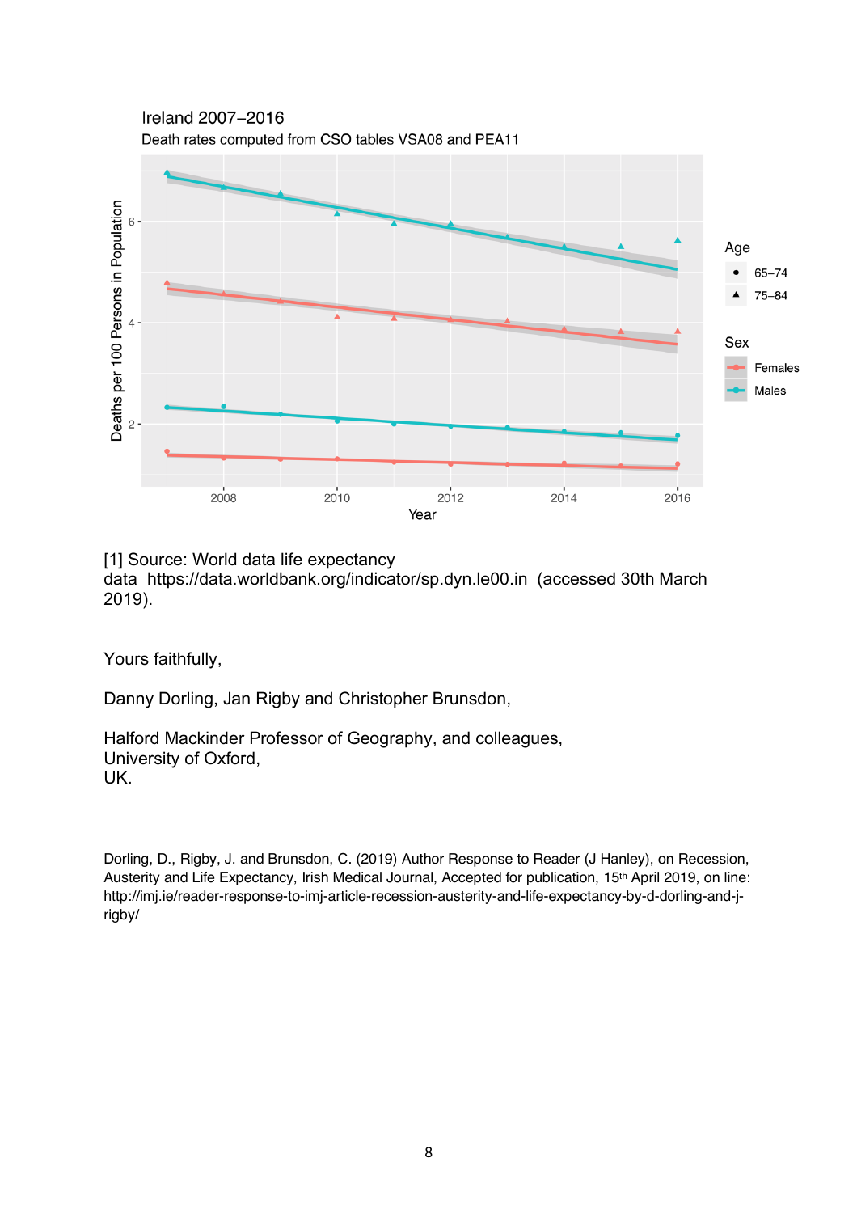Ireland 2007–2016

Death rates computed from CSO tables VSA08 and PEA11

Deaths per 100 Persons in Population

6

4

2

2008 2010 2012 2014 2016

Year

Age

65–74

75–84

Sex

Females

Males

[1] Source: World data life expectancy data https://data.worldbank.org/indicator/sp.dyn.le00.in (accessed 30th March 2019).

Yours faithfully,

Danny Dorling, Jan Rigby and Christopher Brunsdon,

Halford Mackinder Professor of Geography, and colleagues,
University of Oxford,
UK.

Dorling, D., Rigby, J. and Brunsdon, C. (2019) Author Response to Reader (J Hanley), on Recession, Austerity and Life Expectancy, Irish Medical Journal, Accepted for publication, 15th April 2019, on line: http://imj.ie/reader-response-to-imj-article-recession-austerity-and-life-expectancy-by-d-dorling-and-j-rigby/